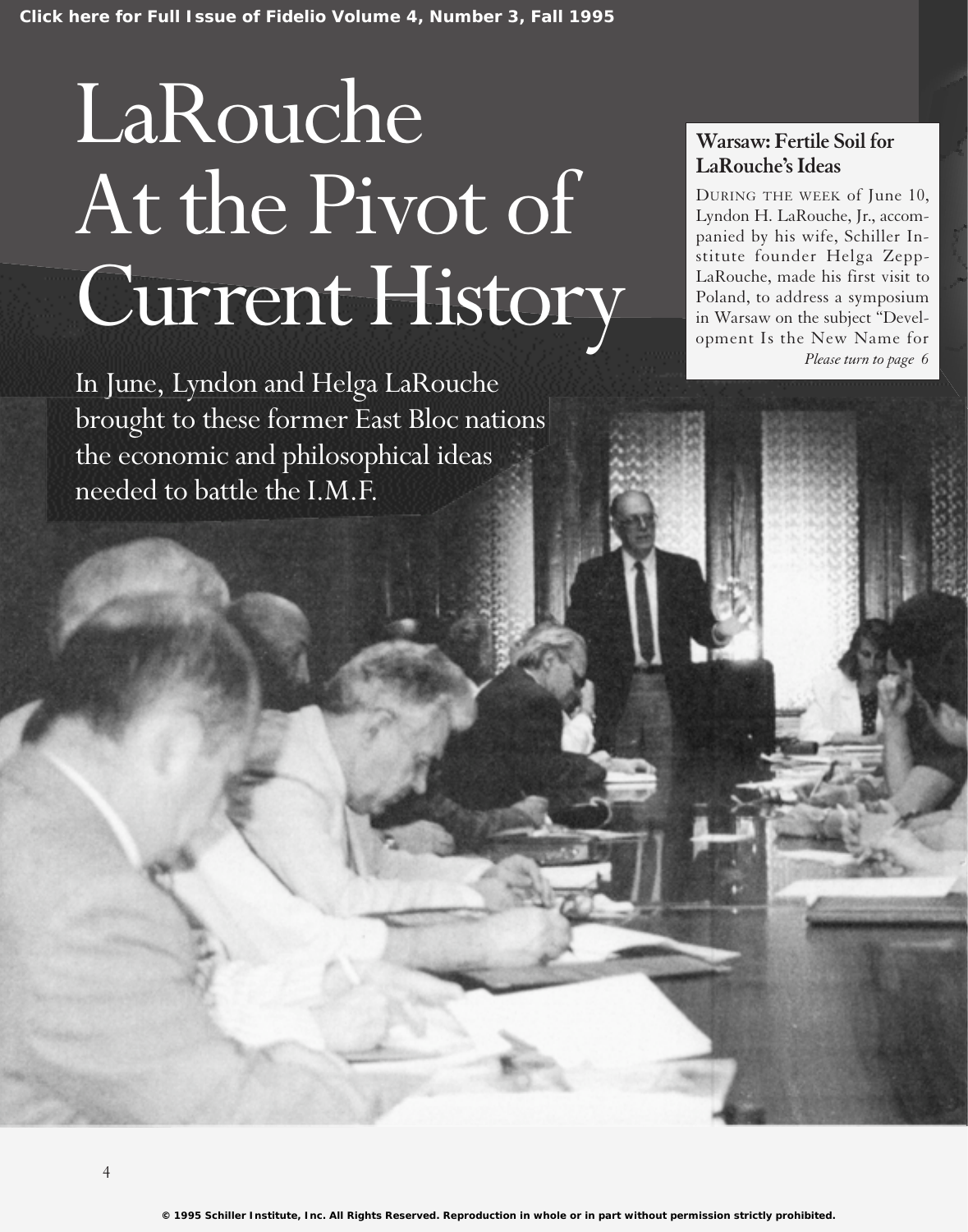# LaRouche At the Pivot of Current History

In June, Lyndon and Helga LaRouche brought to these former East Bloc nations the economic and philosophical ideas needed to battle the I.M.F.

### Warsaw: Fertile Soil for LaRouche's Ideas

DURING THE WEEK of June 10, Lyndon H. LaRouche, Jr., accompanied by his wife, Schiller Institute founder Helga Zepp-LaRouche, made his first visit to Poland, to address a symposium in Warsaw on the subject "Development Is the New Name for

*Please turn to page 6*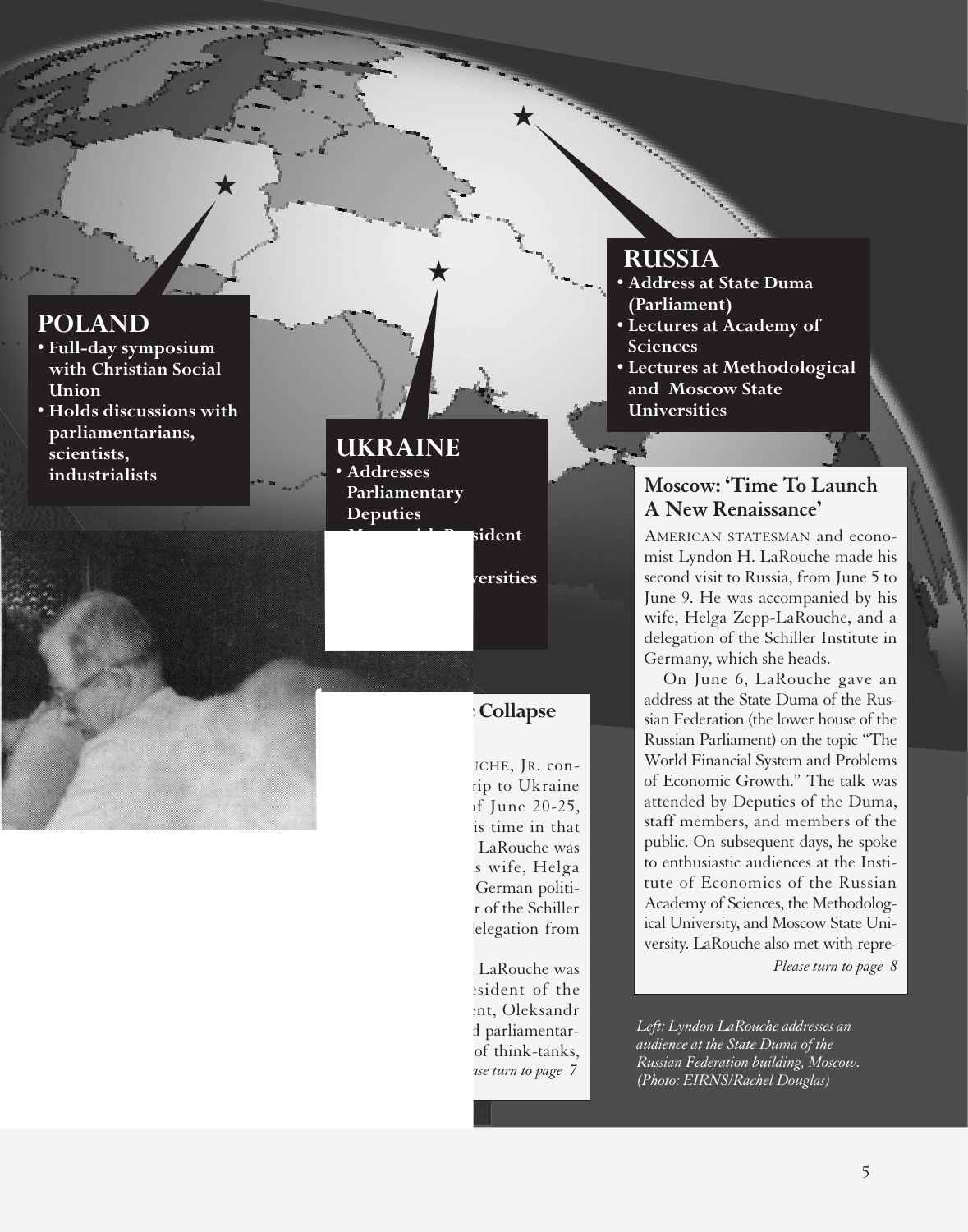## POLAND

- **Full-day symposium with Christian Social Union**
- **Holds discussions with parliamentarians, scientists, industrialists**

## UKRAINE

- **Addresses Parliamentary Deputies**
- **M... sident**
- **...versities**

## RUSSIA

- **Address at State Duma (Parliament)**
- **Lectures at Academy of Sciences**
- **Lectures at Methodological and Moscow State Universities**

### ... Collapse

...UCHE, JR. con- ...rip to Ukraine ...f June 20-25, ...is time in that ... LaRouche was ...s wife, Helga ... German politi- ...r of the Schiller ...delegation from

... LaRouche was ...esident of the ...nt, Oleksandr ...d parliamentar- ... of think-tanks,

*...ase turn to page 7*

### Moscow: 'Time To Launch A New Renaissance'

AMERICAN STATESMAN and economist Lyndon H. LaRouche made his second visit to Russia, from June 5 to June 9. He was accompanied by his wife, Helga Zepp-LaRouche, and a delegation of the Schiller Institute in Germany, which she heads.

On June 6, LaRouche gave an address at the State Duma of the Russian Federation (the lower house of the Russian Parliament) on the topic "The World Financial System and Problems of Economic Growth." The talk was attended by Deputies of the Duma, staff members, and members of the public. On subsequent days, he spoke to enthusiastic audiences at the Institute of Economics of the Russian Academy of Sciences, the Methodological University, and Moscow State University. LaRouche also met with repre-

*Please turn to page 8*

*Left: Lyndon LaRouche addresses an audience at the State Duma of the Russian Federation building, Moscow. (Photo: EIRNS/Rachel Douglas)*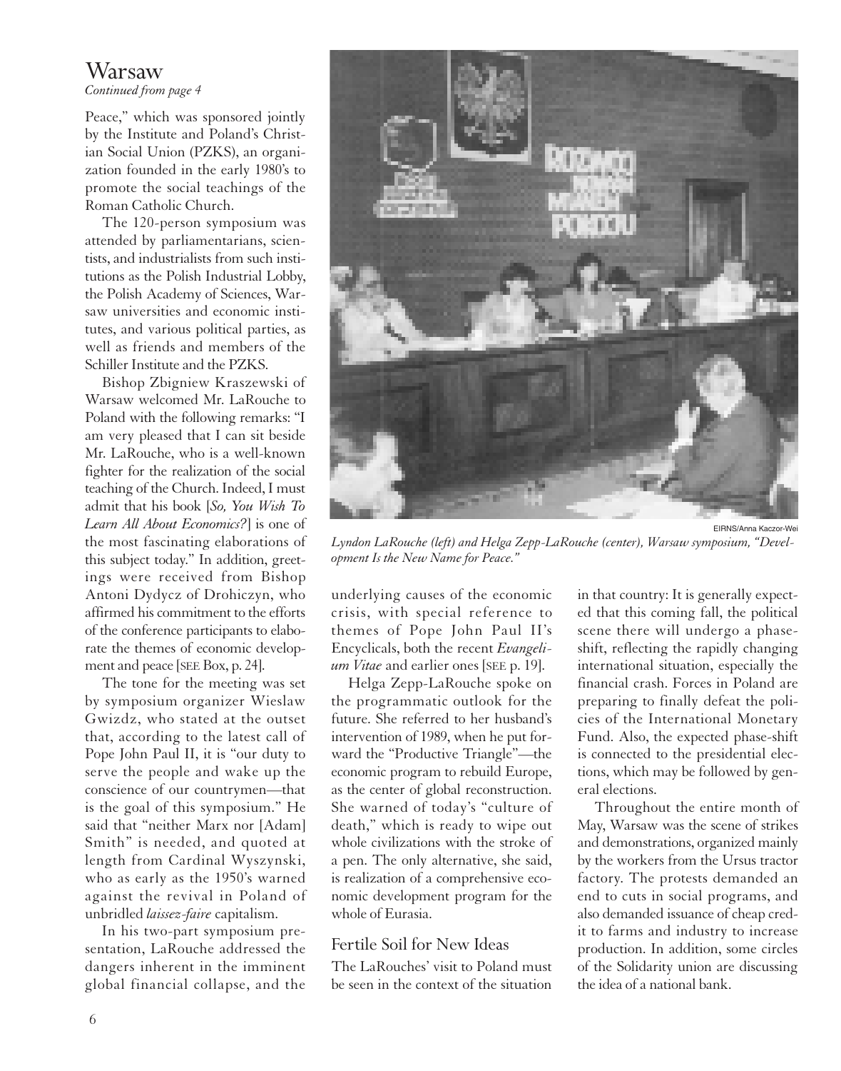## Warsaw

*Continued from page 4*

Peace," which was sponsored jointly by the Institute and Poland's Christian Social Union (PZKS), an organization founded in the early 1980's to promote the social teachings of the Roman Catholic Church.

The 120-person symposium was attended by parliamentarians, scientists, and industrialists from such institutions as the Polish Industrial Lobby, the Polish Academy of Sciences, Warsaw universities and economic institutes, and various political parties, as well as friends and members of the Schiller Institute and the PZKS.

Bishop Zbigniew Kraszewski of Warsaw welcomed Mr. LaRouche to Poland with the following remarks: "I am very pleased that I can sit beside Mr. LaRouche, who is a well-known fighter for the realization of the social teaching of the Church. Indeed, I must admit that his book [*So, You Wish To Learn All About Economics?*] is one of the most fascinating elaborations of this subject today." In addition, greetings were received from Bishop Antoni Dydycz of Drohiczyn, who affirmed his commitment to the efforts of the conference participants to elaborate the themes of economic development and peace [SEE Box, p. 24].

The tone for the meeting was set by symposium organizer Wieslaw Gwizdz, who stated at the outset that, according to the latest call of Pope John Paul II, it is "our duty to serve the people and wake up the conscience of our countrymen—that is the goal of this symposium." He said that "neither Marx nor [Adam] Smith" is needed, and quoted at length from Cardinal Wyszynski, who as early as the 1950's warned against the revival in Poland of unbridled *laissez-faire* capitalism.

In his two-part symposium presentation, LaRouche addressed the dangers inherent in the imminent global financial collapse, and the underlying causes of the economic crisis, with special reference to themes of Pope John Paul II's Encyclicals, both the recent *Evangelium Vitae* and earlier ones [SEE p. 19].

Helga Zepp-LaRouche spoke on the programmatic outlook for the future. She referred to her husband's intervention of 1989, when he put forward the "Productive Triangle"—the economic program to rebuild Europe, as the center of global reconstruction. She warned of today's "culture of death," which is ready to wipe out whole civilizations with the stroke of a pen. The only alternative, she said, is realization of a comprehensive economic development program for the whole of Eurasia.

EIRNS/Anna Kaczor-Wei

*Lyndon LaRouche (left) and Helga Zepp-LaRouche (center), Warsaw symposium, "Development Is the New Name for Peace."*

### Fertile Soil for New Ideas

The LaRouches' visit to Poland must be seen in the context of the situation in that country: It is generally expected that this coming fall, the political scene there will undergo a phase-shift, reflecting the rapidly changing international situation, especially the financial crash. Forces in Poland are preparing to finally defeat the policies of the International Monetary Fund. Also, the expected phase-shift is connected to the presidential elections, which may be followed by general elections.

Throughout the entire month of May, Warsaw was the scene of strikes and demonstrations, organized mainly by the workers from the Ursus tractor factory. The protests demanded an end to cuts in social programs, and also demanded issuance of cheap credit to farms and industry to increase production. In addition, some circles of the Solidarity union are discussing the idea of a national bank.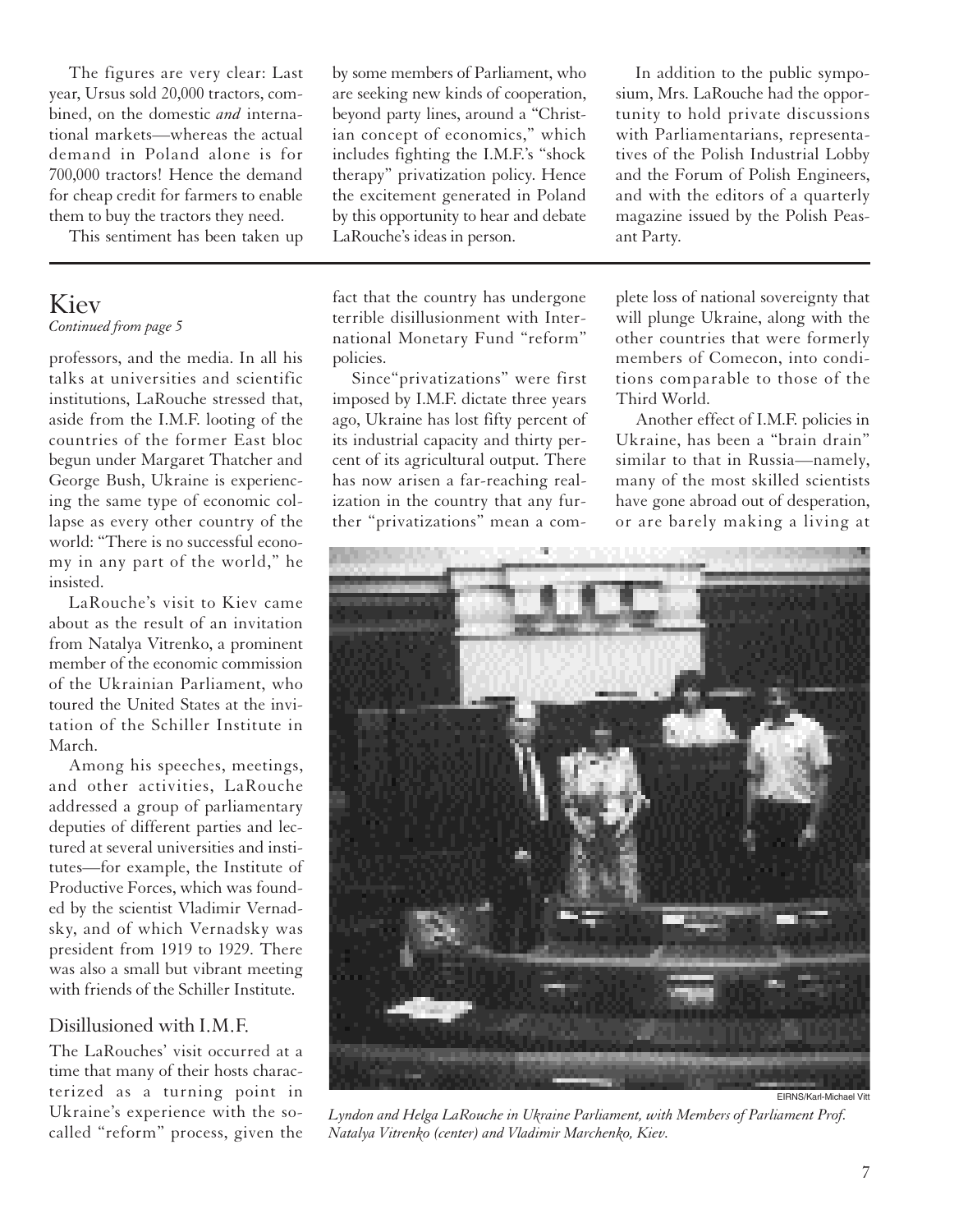The figures are very clear: Last year, Ursus sold 20,000 tractors, combined, on the domestic *and* international markets—whereas the actual demand in Poland alone is for 700,000 tractors! Hence the demand for cheap credit for farmers to enable them to buy the tractors they need.

This sentiment has been taken up by some members of Parliament, who are seeking new kinds of cooperation, beyond party lines, around a "Christian concept of economics," which includes fighting the I.M.F.'s "shock therapy" privatization policy. Hence the excitement generated in Poland by this opportunity to hear and debate LaRouche's ideas in person.

In addition to the public symposium, Mrs. LaRouche had the opportunity to hold private discussions with Parliamentarians, representatives of the Polish Industrial Lobby and the Forum of Polish Engineers, and with the editors of a quarterly magazine issued by the Polish Peasant Party.

# Kiev

*Continued from page 5*

professors, and the media. In all his talks at universities and scientific institutions, LaRouche stressed that, aside from the I.M.F. looting of the countries of the former East bloc begun under Margaret Thatcher and George Bush, Ukraine is experiencing the same type of economic collapse as every other country of the world: "There is no successful economy in any part of the world," he insisted.

LaRouche's visit to Kiev came about as the result of an invitation from Natalya Vitrenko, a prominent member of the economic commission of the Ukrainian Parliament, who toured the United States at the invitation of the Schiller Institute in March.

Among his speeches, meetings, and other activities, LaRouche addressed a group of parliamentary deputies of different parties and lectured at several universities and institutes—for example, the Institute of Productive Forces, which was founded by the scientist Vladimir Vernadsky, and of which Vernadsky was president from 1919 to 1929. There was also a small but vibrant meeting with friends of the Schiller Institute.

## Disillusioned with I.M.F.

The LaRouches' visit occurred at a time that many of their hosts characterized as a turning point in Ukraine's experience with the so-called "reform" process, given the fact that the country has undergone terrible disillusionment with International Monetary Fund "reform" policies.

Since "privatizations" were first imposed by I.M.F. dictate three years ago, Ukraine has lost fifty percent of its industrial capacity and thirty percent of its agricultural output. There has now arisen a far-reaching realization in the country that any further "privatizations" mean a complete loss of national sovereignty that will plunge Ukraine, along with the other countries that were formerly members of Comecon, into conditions comparable to those of the Third World.

Another effect of I.M.F. policies in Ukraine, has been a "brain drain" similar to that in Russia—namely, many of the most skilled scientists have gone abroad out of desperation, or are barely making a living at

EIRNS/Karl-Michael Vitt

*Lyndon and Helga LaRouche in Ukraine Parliament, with Members of Parliament Prof. Natalya Vitrenko (center) and Vladimir Marchenko, Kiev.*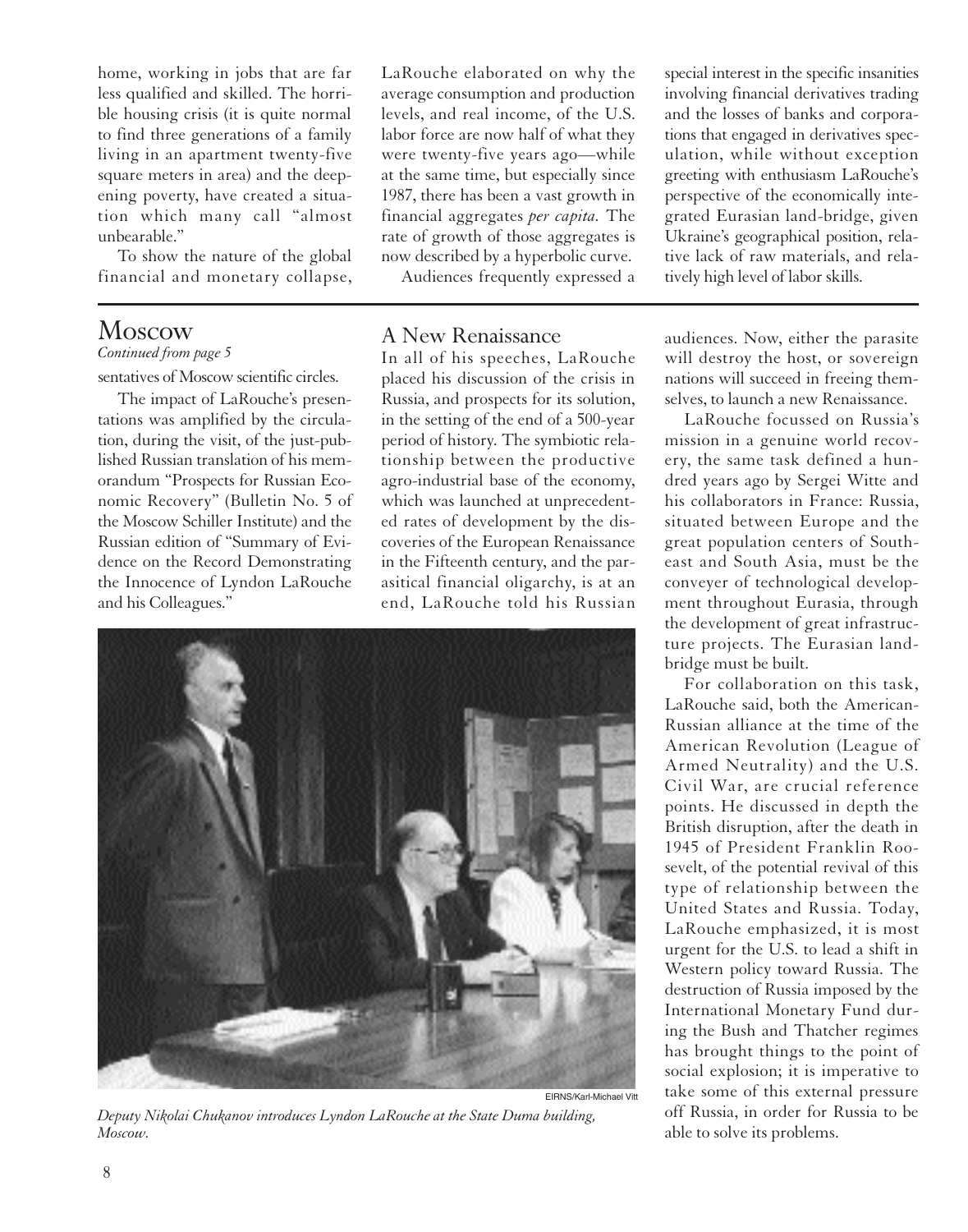home, working in jobs that are far less qualified and skilled. The horrible housing crisis (it is quite normal to find three generations of a family living in an apartment twenty-five square meters in area) and the deepening poverty, have created a situation which many call "almost unbearable."

To show the nature of the global financial and monetary collapse, LaRouche elaborated on why the average consumption and production levels, and real income, of the U.S. labor force are now half of what they were twenty-five years ago—while at the same time, but especially since 1987, there has been a vast growth in financial aggregates *per capita.* The rate of growth of those aggregates is now described by a hyperbolic curve.

Audiences frequently expressed a special interest in the specific insanities involving financial derivatives trading and the losses of banks and corporations that engaged in derivatives speculation, while without exception greeting with enthusiasm LaRouche's perspective of the economically integrated Eurasian land-bridge, given Ukraine's geographical position, relative lack of raw materials, and relatively high level of labor skills.

## Moscow

*Continued from page 5*

sentatives of Moscow scientific circles.

The impact of LaRouche's presentations was amplified by the circulation, during the visit, of the just-published Russian translation of his memorandum "Prospects for Russian Economic Recovery" (Bulletin No. 5 of the Moscow Schiller Institute) and the Russian edition of "Summary of Evidence on the Record Demonstrating the Innocence of Lyndon LaRouche and his Colleagues."

### A New Renaissance

In all of his speeches, LaRouche placed his discussion of the crisis in Russia, and prospects for its solution, in the setting of the end of a 500-year period of history. The symbiotic relationship between the productive agro-industrial base of the economy, which was launched at unprecedented rates of development by the discoveries of the European Renaissance in the Fifteenth century, and the parasitical financial oligarchy, is at an end, LaRouche told his Russian audiences. Now, either the parasite will destroy the host, or sovereign nations will succeed in freeing themselves, to launch a new Renaissance.

EIRNS/Karl-Michael Vitt

*Deputy Nikolai Chukanov introduces Lyndon LaRouche at the State Duma building, Moscow.*

LaRouche focussed on Russia's mission in a genuine world recovery, the same task defined a hundred years ago by Sergei Witte and his collaborators in France: Russia, situated between Europe and the great population centers of Southeast and South Asia, must be the conveyer of technological development throughout Eurasia, through the development of great infrastructure projects. The Eurasian land-bridge must be built.

For collaboration on this task, LaRouche said, both the American-Russian alliance at the time of the American Revolution (League of Armed Neutrality) and the U.S. Civil War, are crucial reference points. He discussed in depth the British disruption, after the death in 1945 of President Franklin Roosevelt, of the potential revival of this type of relationship between the United States and Russia. Today, LaRouche emphasized, it is most urgent for the U.S. to lead a shift in Western policy toward Russia. The destruction of Russia imposed by the International Monetary Fund during the Bush and Thatcher regimes has brought things to the point of social explosion; it is imperative to take some of this external pressure off Russia, in order for Russia to be able to solve its problems.